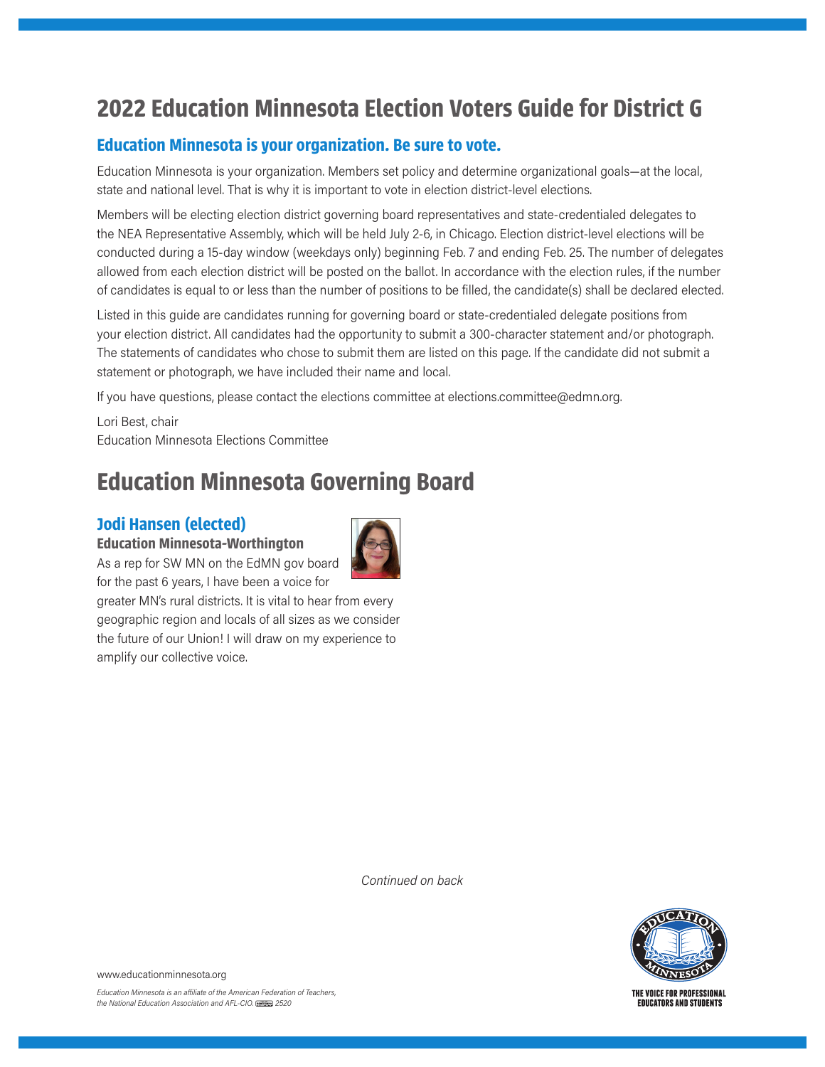# 2022 Education Minnesota Election Voters Guide for District G

## Education Minnesota is your organization. Be sure to vote.

Education Minnesota is your organization. Members set policy and determine organizational goals—at the local, state and national level. That is why it is important to vote in election district-level elections.

Members will be electing election district governing board representatives and state-credentialed delegates to the NEA Representative Assembly, which will be held July 2-6, in Chicago. Election district-level elections will be conducted during a 15-day window (weekdays only) beginning Feb. 7 and ending Feb. 25. The number of delegates allowed from each election district will be posted on the ballot. In accordance with the election rules, if the number of candidates is equal to or less than the number of positions to be filled, the candidate(s) shall be declared elected.

Listed in this guide are candidates running for governing board or state-credentialed delegate positions from your election district. All candidates had the opportunity to submit a 300-character statement and/or photograph. The statements of candidates who chose to submit them are listed on this page. If the candidate did not submit a statement or photograph, we have included their name and local.

If you have questions, please contact the elections committee at elections.committee@edmn.org.

Lori Best, chair
Education Minnesota Elections Committee

# Education Minnesota Governing Board

### Jodi Hansen (elected)

**Education Minnesota-Worthington**

As a rep for SW MN on the EdMN gov board for the past 6 years, I have been a voice for greater MN's rural districts. It is vital to hear from every geographic region and locals of all sizes as we consider the future of our Union! I will draw on my experience to amplify our collective voice.

*Continued on back*

www.educationminnesota.org

*Education Minnesota is an affiliate of the American Federation of Teachers, the National Education Association and AFL-CIO. 2520*

THE VOICE FOR PROFESSIONAL EDUCATORS AND STUDENTS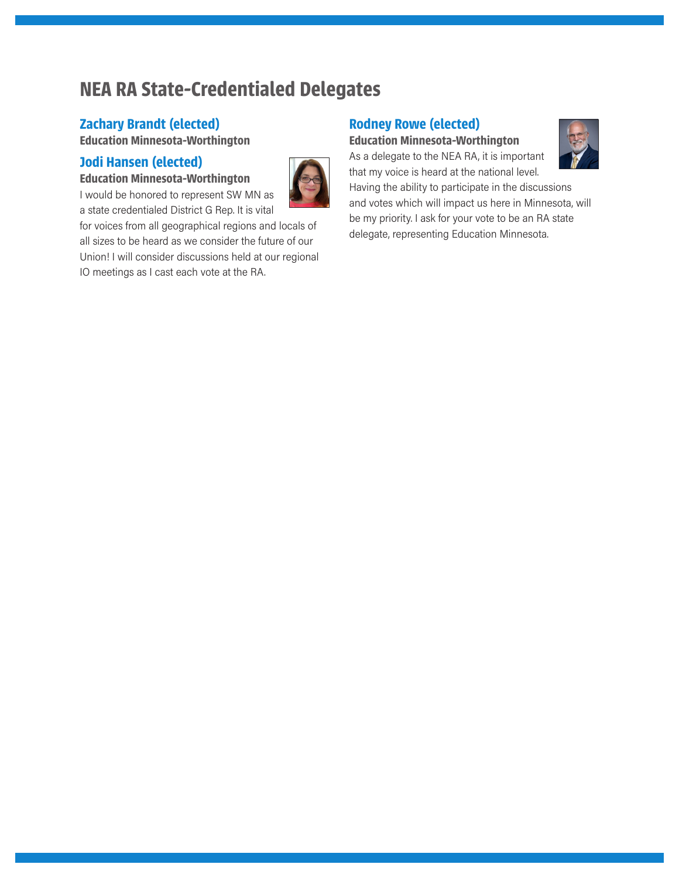# NEA RA State-Credentialed Delegates

### Zachary Brandt (elected)

**Education Minnesota-Worthington**

### Jodi Hansen (elected)

**Education Minnesota-Worthington**

I would be honored to represent SW MN as a state credentialed District G Rep. It is vital for voices from all geographical regions and locals of all sizes to be heard as we consider the future of our Union! I will consider discussions held at our regional IO meetings as I cast each vote at the RA.

### Rodney Rowe (elected)

**Education Minnesota-Worthington**

As a delegate to the NEA RA, it is important that my voice is heard at the national level. Having the ability to participate in the discussions and votes which will impact us here in Minnesota, will be my priority. I ask for your vote to be an RA state delegate, representing Education Minnesota.